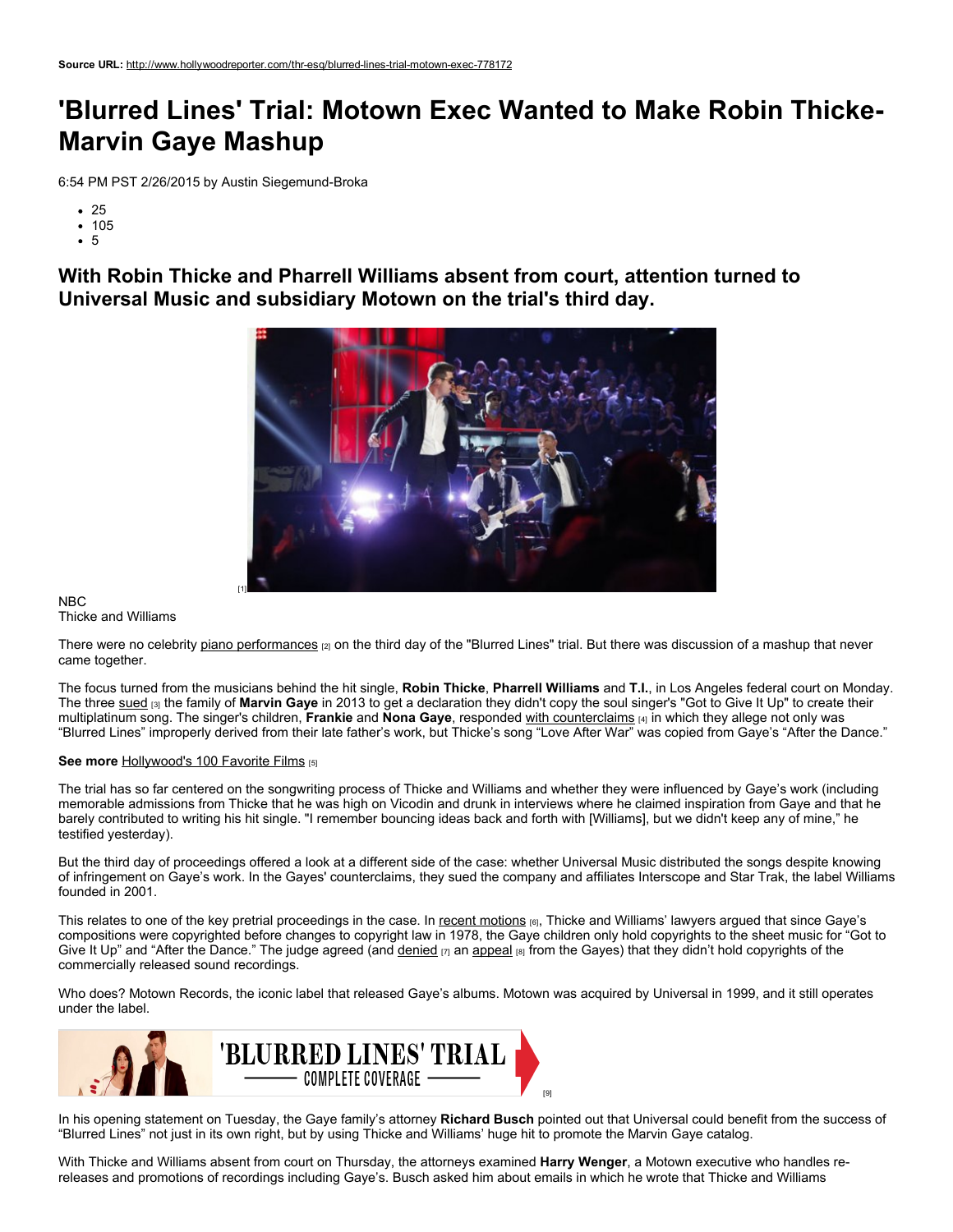**Source URL:** http://www.hollywoodreporter.com/thr-esq/blurred-lines-trial-motown-exec-778172

# 'Blurred Lines' Trial: Motown Exec Wanted to Make Robin Thicke-Marvin Gaye Mashup

6:54 PM PST 2/26/2015 by Austin Siegemund-Broka

- 25
- 105
- 5

## With Robin Thicke and Pharrell Williams absent from court, attention turned to Universal Music and subsidiary Motown on the trial's third day.

[1]

NBC
Thicke and Williams

There were no celebrity piano performances [2] on the third day of the "Blurred Lines" trial. But there was discussion of a mashup that never came together.

The focus turned from the musicians behind the hit single, **Robin Thicke**, **Pharrell Williams** and **T.I.**, in Los Angeles federal court on Monday. The three sued [3] the family of **Marvin Gaye** in 2013 to get a declaration they didn't copy the soul singer's "Got to Give It Up" to create their multiplatinum song. The singer's children, **Frankie** and **Nona Gaye**, responded with counterclaims [4] in which they allege not only was "Blurred Lines" improperly derived from their late father's work, but Thicke's song "Love After War" was copied from Gaye's "After the Dance."

**See more** Hollywood's 100 Favorite Films [5]

The trial has so far centered on the songwriting process of Thicke and Williams and whether they were influenced by Gaye's work (including memorable admissions from Thicke that he was high on Vicodin and drunk in interviews where he claimed inspiration from Gaye and that he barely contributed to writing his hit single. "I remember bouncing ideas back and forth with [Williams], but we didn't keep any of mine," he testified yesterday).

But the third day of proceedings offered a look at a different side of the case: whether Universal Music distributed the songs despite knowing of infringement on Gaye's work. In the Gayes' counterclaims, they sued the company and affiliates Interscope and Star Trak, the label Williams founded in 2001.

This relates to one of the key pretrial proceedings in the case. In recent motions [6], Thicke and Williams' lawyers argued that since Gaye's compositions were copyrighted before changes to copyright law in 1978, the Gaye children only hold copyrights to the sheet music for "Got to Give It Up" and "After the Dance." The judge agreed (and denied [7] an appeal [8] from the Gayes) that they didn't hold copyrights of the commercially released sound recordings.

Who does? Motown Records, the iconic label that released Gaye's albums. Motown was acquired by Universal in 1999, and it still operates under the label.

'BLURRED LINES' TRIAL — COMPLETE COVERAGE — [9]

In his opening statement on Tuesday, the Gaye family's attorney **Richard Busch** pointed out that Universal could benefit from the success of "Blurred Lines" not just in its own right, but by using Thicke and Williams' huge hit to promote the Marvin Gaye catalog.

With Thicke and Williams absent from court on Thursday, the attorneys examined **Harry Wenger**, a Motown executive who handles re-releases and promotions of recordings including Gaye's. Busch asked him about emails in which he wrote that Thicke and Williams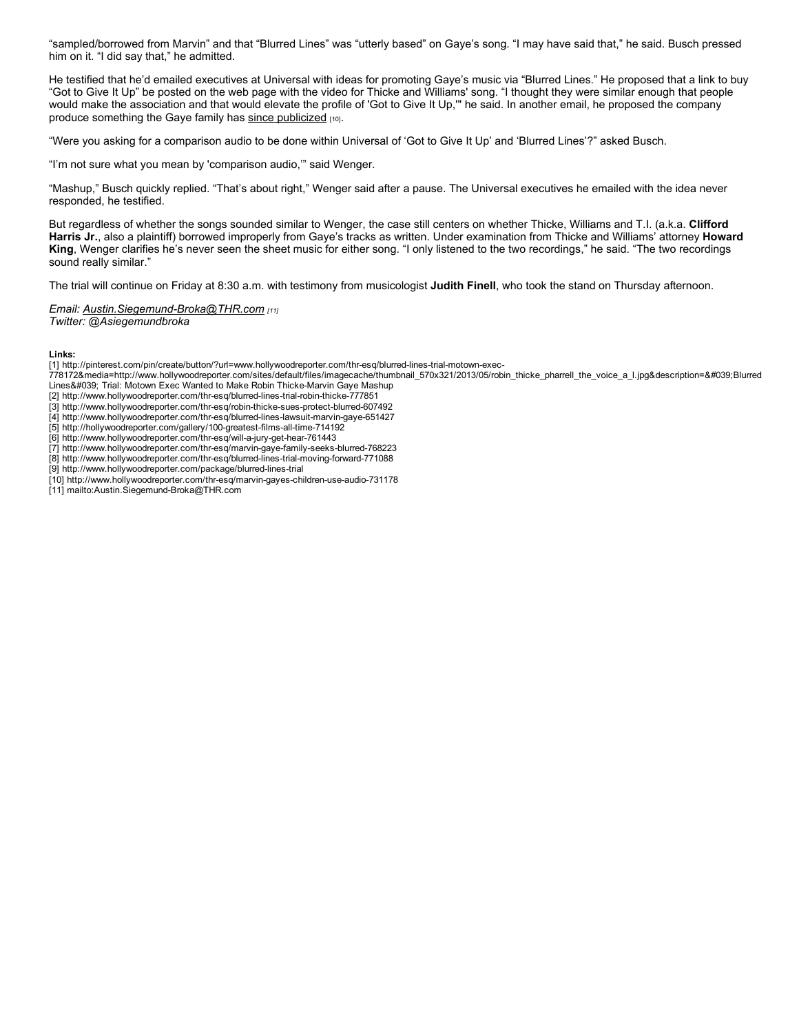“sampled/borrowed from Marvin” and that “Blurred Lines” was “utterly based” on Gaye’s song. “I may have said that,” he said. Busch pressed him on it. “I did say that,” he admitted.

He testified that he’d emailed executives at Universal with ideas for promoting Gaye’s music via “Blurred Lines.” He proposed that a link to buy “Got to Give It Up” be posted on the web page with the video for Thicke and Williams' song. “I thought they were similar enough that people would make the association and that would elevate the profile of 'Got to Give It Up,'" he said. In another email, he proposed the company produce something the Gaye family has since publicized [10].

“Were you asking for a comparison audio to be done within Universal of ‘Got to Give It Up’ and ‘Blurred Lines’?” asked Busch.

“I’m not sure what you mean by 'comparison audio,’” said Wenger.

“Mashup,” Busch quickly replied. “That’s about right,” Wenger said after a pause. The Universal executives he emailed with the idea never responded, he testified.

But regardless of whether the songs sounded similar to Wenger, the case still centers on whether Thicke, Williams and T.I. (a.k.a. **Clifford Harris Jr.**, also a plaintiff) borrowed improperly from Gaye’s tracks as written. Under examination from Thicke and Williams’ attorney **Howard King**, Wenger clarifies he’s never seen the sheet music for either song. “I only listened to the two recordings,” he said. “The two recordings sound really similar.”

The trial will continue on Friday at 8:30 a.m. with testimony from musicologist **Judith Finell**, who took the stand on Thursday afternoon.

*Email: Austin.Siegemund-Broka@THR.com [11]*
*Twitter: @Asiegemundbroka*

**Links:**
[1] http://pinterest.com/pin/create/button/?url=www.hollywoodreporter.com/thr-esq/blurred-lines-trial-motown-exec-778172&media=http://www.hollywoodreporter.com/sites/default/files/imagecache/thumbnail_570x321/2013/05/robin_thicke_pharrell_the_voice_a_l.jpg&description=&#039;Blurred Lines&#039; Trial: Motown Exec Wanted to Make Robin Thicke-Marvin Gaye Mashup
[2] http://www.hollywoodreporter.com/thr-esq/blurred-lines-trial-robin-thicke-777851
[3] http://www.hollywoodreporter.com/thr-esq/robin-thicke-sues-protect-blurred-607492
[4] http://www.hollywoodreporter.com/thr-esq/blurred-lines-lawsuit-marvin-gaye-651427
[5] http://hollywoodreporter.com/gallery/100-greatest-films-all-time-714192
[6] http://www.hollywoodreporter.com/thr-esq/will-a-jury-get-hear-761443
[7] http://www.hollywoodreporter.com/thr-esq/marvin-gaye-family-seeks-blurred-768223
[8] http://www.hollywoodreporter.com/thr-esq/blurred-lines-trial-moving-forward-771088
[9] http://www.hollywoodreporter.com/package/blurred-lines-trial
[10] http://www.hollywoodreporter.com/thr-esq/marvin-gayes-children-use-audio-731178
[11] mailto:Austin.Siegemund-Broka@THR.com